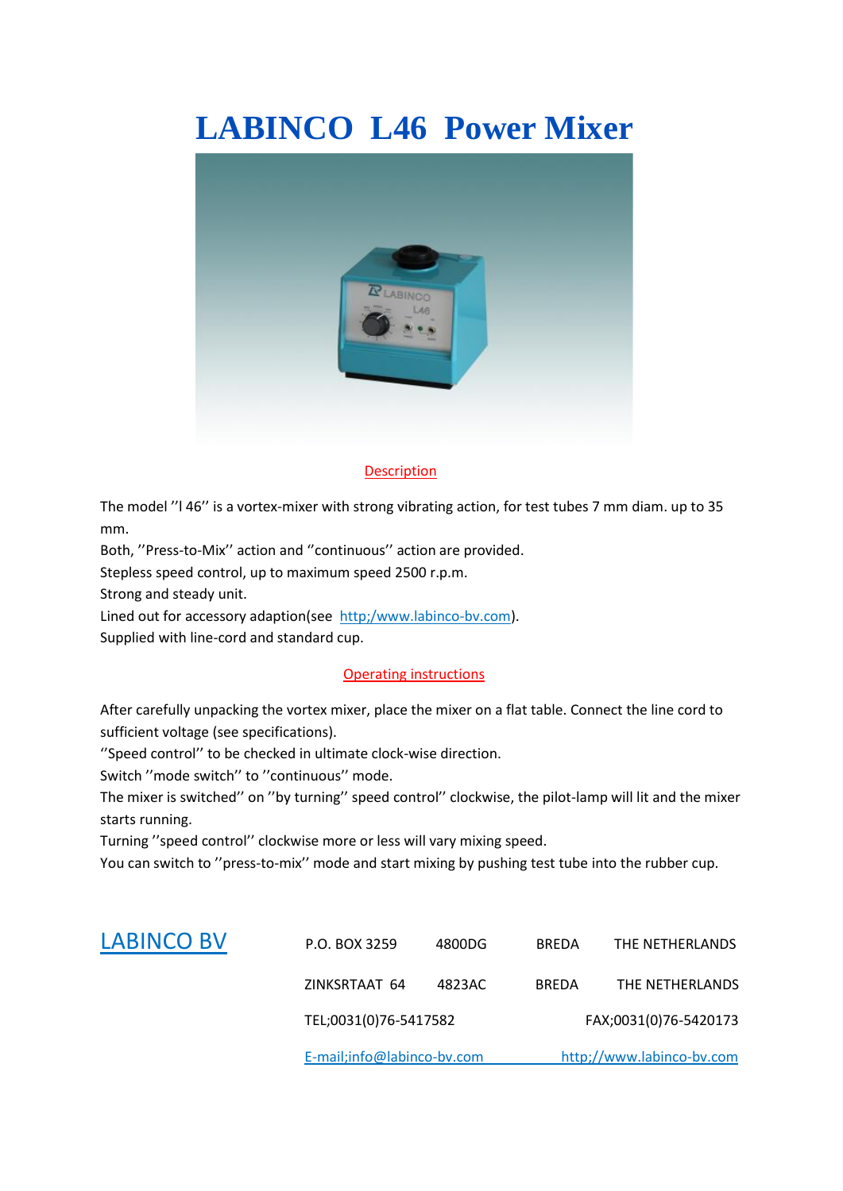# LABINCO L46 Power Mixer

## Description

The model ''l 46'' is a vortex-mixer with strong vibrating action, for test tubes 7 mm diam. up to 35 mm.

Both, ''Press-to-Mix'' action and ''continuous'' action are provided.

Stepless speed control, up to maximum speed 2500 r.p.m.

Strong and steady unit.

Lined out for accessory adaption(see http;/www.labinco-bv.com).

Supplied with line-cord and standard cup.

## Operating instructions

After carefully unpacking the vortex mixer, place the mixer on a flat table. Connect the line cord to sufficient voltage (see specifications).

''Speed control'' to be checked in ultimate clock-wise direction.

Switch ''mode switch'' to ''continuous'' mode.

The mixer is switched'' on ''by turning'' speed control'' clockwise, the pilot-lamp will lit and the mixer starts running.

Turning ''speed control'' clockwise more or less will vary mixing speed.

You can switch to ''press-to-mix'' mode and start mixing by pushing test tube into the rubber cup.

**LABINCO BV**

P.O. BOX 3259 4800DG BREDA THE NETHERLANDS

ZINKSRTAAT 64 4823AC BREDA THE NETHERLANDS

TEL;0031(0)76-5417582 FAX;0031(0)76-5420173

E-mail;info@labinco-bv.com http;//www.labinco-bv.com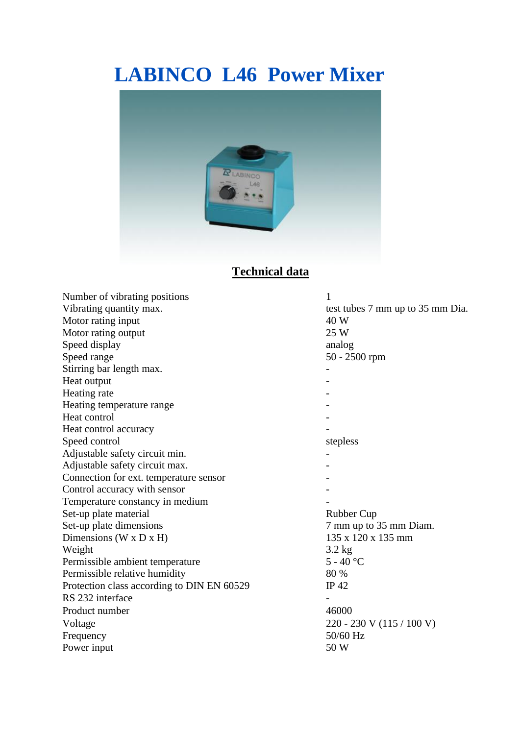# LABINCO L46 Power Mixer

## Technical data

| | |
|---|---|
| Number of vibrating positions | 1 |
| Vibrating quantity max. | test tubes 7 mm up to 35 mm Dia. |
| Motor rating input | 40 W |
| Motor rating output | 25 W |
| Speed display | analog |
| Speed range | 50 - 2500 rpm |
| Stirring bar length max. | - |
| Heat output | - |
| Heating rate | - |
| Heating temperature range | - |
| Heat control | - |
| Heat control accuracy | - |
| Speed control | stepless |
| Adjustable safety circuit min. | - |
| Adjustable safety circuit max. | - |
| Connection for ext. temperature sensor | - |
| Control accuracy with sensor | - |
| Temperature constancy in medium | - |
| Set-up plate material | Rubber Cup |
| Set-up plate dimensions | 7 mm up to 35 mm Diam. |
| Dimensions (W x D x H) | 135 x 120 x 135 mm |
| Weight | 3.2 kg |
| Permissible ambient temperature | 5 - 40 °C |
| Permissible relative humidity | 80 % |
| Protection class according to DIN EN 60529 | IP 42 |
| RS 232 interface | - |
| Product number | 46000 |
| Voltage | 220 - 230 V (115 / 100 V) |
| Frequency | 50/60 Hz |
| Power input | 50 W |